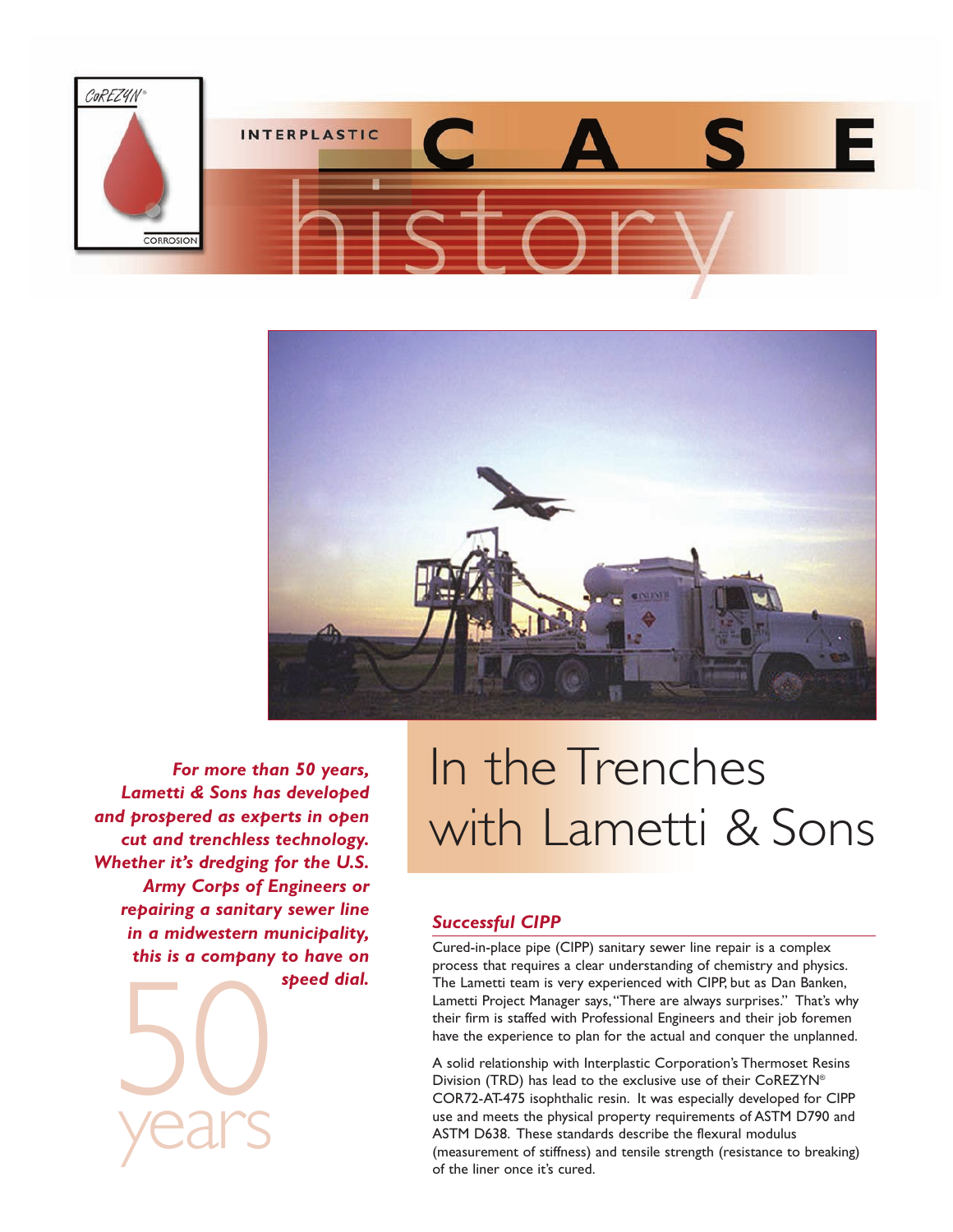INTERPLASTIC **CASE** history

CoREZYN® CORROSION

*For more than 50 years, Lametti & Sons has developed and prospered as experts in open cut and trenchless technology. Whether it's dredging for the U.S. Army Corps of Engineers or repairing a sanitary sewer line in a midwestern municipality, this is a company to have on speed dial.*

50 years

# In the Trenches with Lametti & Sons

## *Successful CIPP*

Cured-in-place pipe (CIPP) sanitary sewer line repair is a complex process that requires a clear understanding of chemistry and physics. The Lametti team is very experienced with CIPP, but as Dan Banken, Lametti Project Manager says, "There are always surprises." That's why their firm is staffed with Professional Engineers and their job foremen have the experience to plan for the actual and conquer the unplanned.

A solid relationship with Interplastic Corporation's Thermoset Resins Division (TRD) has lead to the exclusive use of their CoREZYN® COR72-AT-475 isophthalic resin. It was especially developed for CIPP use and meets the physical property requirements of ASTM D790 and ASTM D638. These standards describe the flexural modulus (measurement of stiffness) and tensile strength (resistance to breaking) of the liner once it's cured.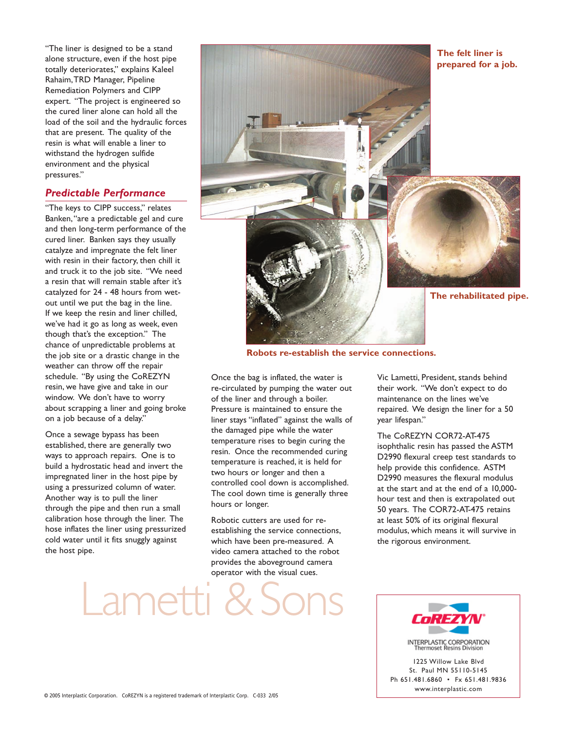"The liner is designed to be a stand alone structure, even if the host pipe totally deteriorates," explains Kaleel Rahaim, TRD Manager, Pipeline Remediation Polymers and CIPP expert. "The project is engineered so the cured liner alone can hold all the load of the soil and the hydraulic forces that are present. The quality of the resin is what will enable a liner to withstand the hydrogen sulfide environment and the physical pressures."

## *Predictable Performance*

"The keys to CIPP success," relates Banken, "are a predictable gel and cure and then long-term performance of the cured liner. Banken says they usually catalyze and impregnate the felt liner with resin in their factory, then chill it and truck it to the job site. "We need a resin that will remain stable after it's catalyzed for 24 - 48 hours from wet-out until we put the bag in the line. If we keep the resin and liner chilled, we've had it go as long as week, even though that's the exception." The chance of unpredictable problems at the job site or a drastic change in the weather can throw off the repair schedule. "By using the CoREZYN resin, we have give and take in our window. We don't have to worry about scrapping a liner and going broke on a job because of a delay."

Once a sewage bypass has been established, there are generally two ways to approach repairs. One is to build a hydrostatic head and invert the impregnated liner in the host pipe by using a pressurized column of water. Another way is to pull the liner through the pipe and then run a small calibration hose through the liner. The hose inflates the liner using pressurized cold water until it fits snuggly against the host pipe.

**The felt liner is prepared for a job.**

**The rehabilitated pipe.**

**Robots re-establish the service connections.**

Once the bag is inflated, the water is re-circulated by pumping the water out of the liner and through a boiler. Pressure is maintained to ensure the liner stays "inflated" against the walls of the damaged pipe while the water temperature rises to begin curing the resin. Once the recommended curing temperature is reached, it is held for two hours or longer and then a controlled cool down is accomplished. The cool down time is generally three hours or longer.

Robotic cutters are used for re-establishing the service connections, which have been pre-measured. A video camera attached to the robot provides the aboveground camera operator with the visual cues.

Vic Lametti, President, stands behind their work. "We don't expect to do maintenance on the lines we've repaired. We design the liner for a 50 year lifespan."

The CoREZYN COR72-AT-475 isophthalic resin has passed the ASTM D2990 flexural creep test standards to help provide this confidence. ASTM D2990 measures the flexural modulus at the start and at the end of a 10,000-hour test and then is extrapolated out 50 years. The COR72-AT-475 retains at least 50% of its original flexural modulus, which means it will survive in the rigorous environment.

Lametti & Sons

CoREZYN®
INTERPLASTIC CORPORATION
Thermoset Resins Division

1225 Willow Lake Blvd
St. Paul MN 55110-5145
Ph 651.481.6860 • Fx 651.481.9836
www.interplastic.com

© 2005 Interplastic Corporation. CoREZYN is a registered trademark of Interplastic Corp. C-033 2/05